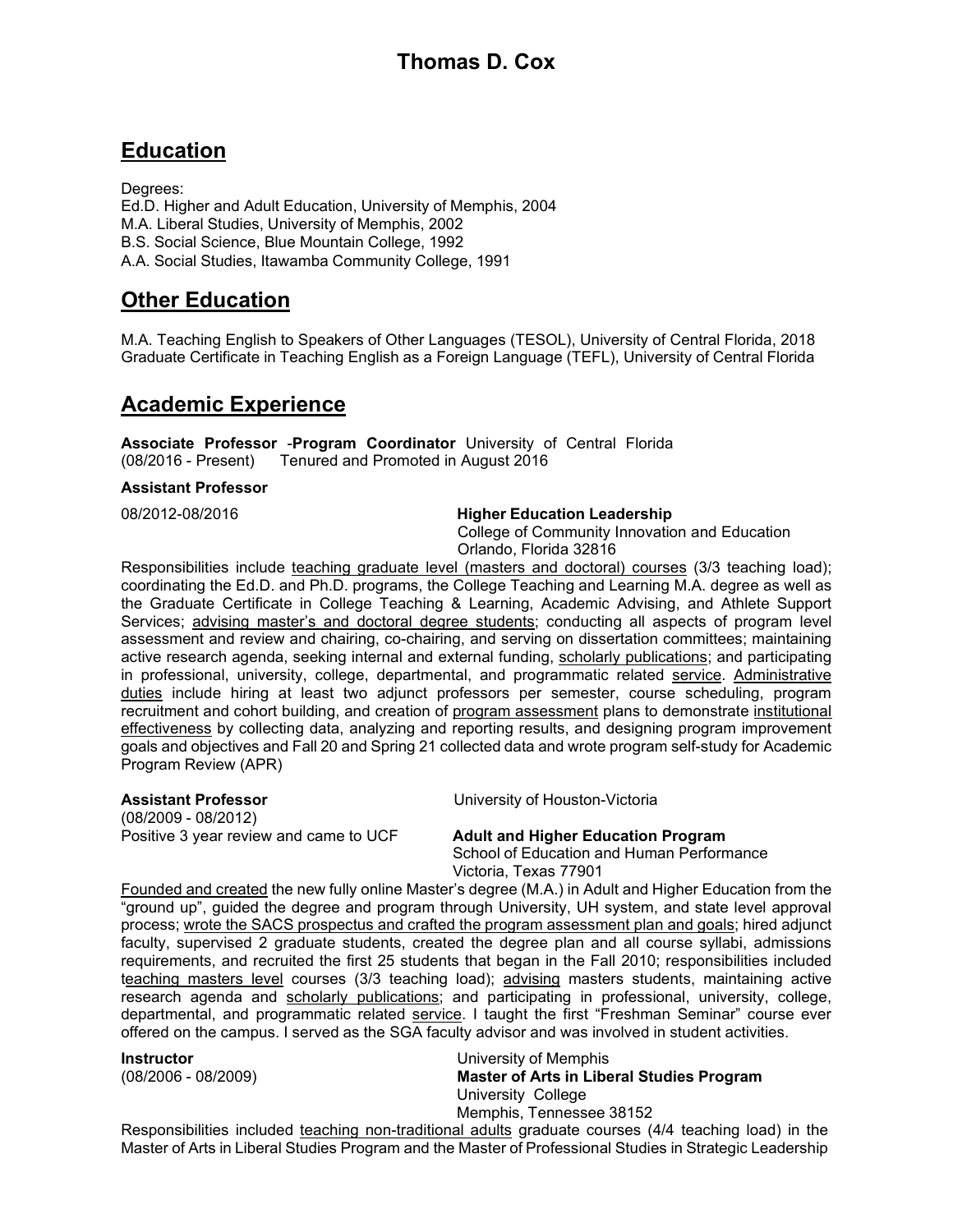# Thomas D. Cox

## Education

Degrees:
Ed.D. Higher and Adult Education, University of Memphis, 2004
M.A. Liberal Studies, University of Memphis, 2002
B.S. Social Science, Blue Mountain College, 1992
A.A. Social Studies, Itawamba Community College, 1991

## Other Education

M.A. Teaching English to Speakers of Other Languages (TESOL), University of Central Florida, 2018
Graduate Certificate in Teaching English as a Foreign Language (TEFL), University of Central Florida

## Academic Experience

**Associate Professor** -**Program Coordinator** University of Central Florida
(08/2016 - Present) Tenured and Promoted in August 2016

**Assistant Professor**

08/2012-08/2016

**Higher Education Leadership**
College of Community Innovation and Education
Orlando, Florida 32816

Responsibilities include teaching graduate level (masters and doctoral) courses (3/3 teaching load); coordinating the Ed.D. and Ph.D. programs, the College Teaching and Learning M.A. degree as well as the Graduate Certificate in College Teaching & Learning, Academic Advising, and Athlete Support Services; advising master's and doctoral degree students; conducting all aspects of program level assessment and review and chairing, co-chairing, and serving on dissertation committees; maintaining active research agenda, seeking internal and external funding, scholarly publications; and participating in professional, university, college, departmental, and programmatic related service. Administrative duties include hiring at least two adjunct professors per semester, course scheduling, program recruitment and cohort building, and creation of program assessment plans to demonstrate institutional effectiveness by collecting data, analyzing and reporting results, and designing program improvement goals and objectives and Fall 20 and Spring 21 collected data and wrote program self-study for Academic Program Review (APR)

**Assistant Professor**
(08/2009 - 08/2012)
Positive 3 year review and came to UCF

University of Houston-Victoria
**Adult and Higher Education Program**
School of Education and Human Performance
Victoria, Texas 77901

Founded and created the new fully online Master's degree (M.A.) in Adult and Higher Education from the "ground up", guided the degree and program through University, UH system, and state level approval process; wrote the SACS prospectus and crafted the program assessment plan and goals; hired adjunct faculty, supervised 2 graduate students, created the degree plan and all course syllabi, admissions requirements, and recruited the first 25 students that began in the Fall 2010; responsibilities included teaching masters level courses (3/3 teaching load); advising masters students, maintaining active research agenda and scholarly publications; and participating in professional, university, college, departmental, and programmatic related service. I taught the first "Freshman Seminar" course ever offered on the campus. I served as the SGA faculty advisor and was involved in student activities.

**Instructor**
(08/2006 - 08/2009)

University of Memphis
**Master of Arts in Liberal Studies Program**
University College
Memphis, Tennessee 38152

Responsibilities included teaching non-traditional adults graduate courses (4/4 teaching load) in the Master of Arts in Liberal Studies Program and the Master of Professional Studies in Strategic Leadership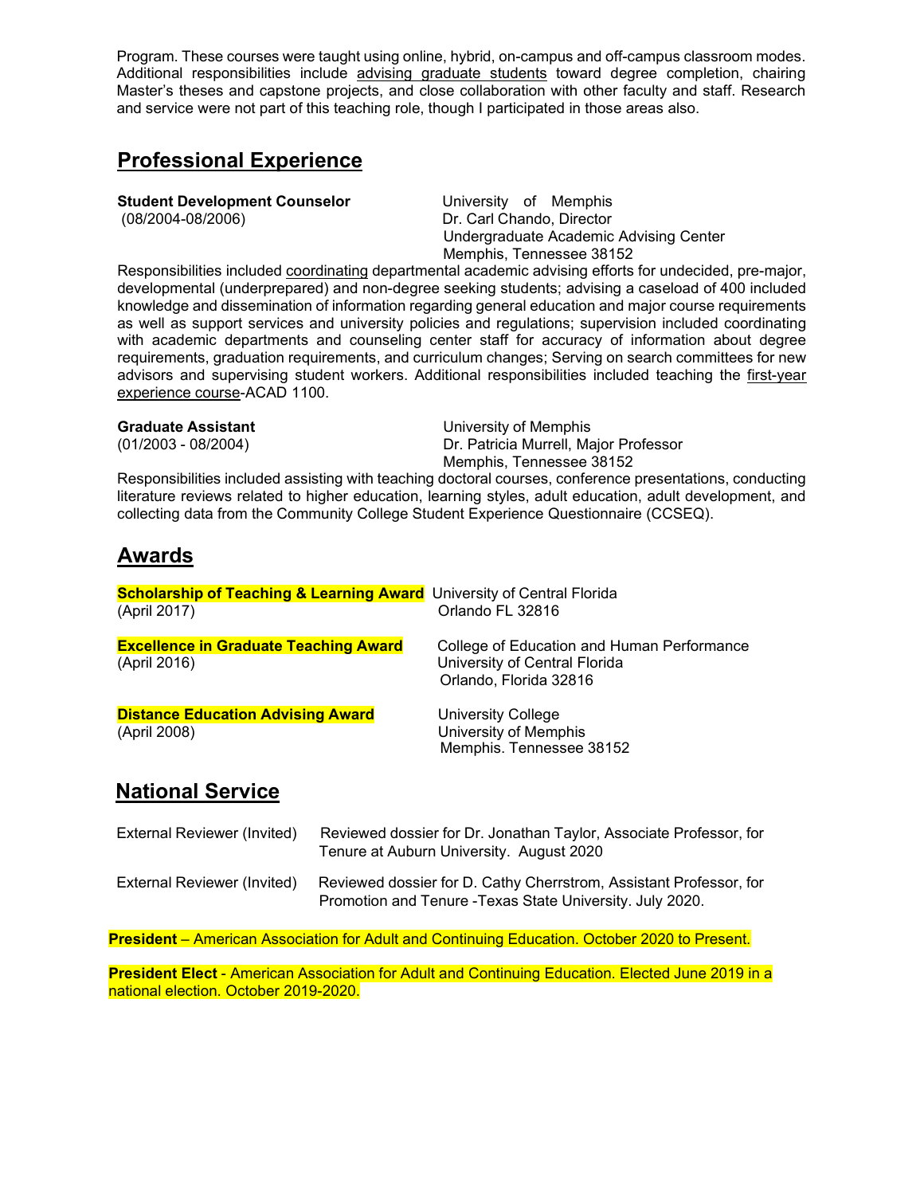Program. These courses were taught using online, hybrid, on-campus and off-campus classroom modes. Additional responsibilities include advising graduate students toward degree completion, chairing Master's theses and capstone projects, and close collaboration with other faculty and staff. Research and service were not part of this teaching role, though I participated in those areas also.

## Professional Experience

**Student Development Counselor**
(08/2004-08/2006)

University of Memphis
Dr. Carl Chando, Director
Undergraduate Academic Advising Center
Memphis, Tennessee 38152

Responsibilities included coordinating departmental academic advising efforts for undecided, pre-major, developmental (underprepared) and non-degree seeking students; advising a caseload of 400 included knowledge and dissemination of information regarding general education and major course requirements as well as support services and university policies and regulations; supervision included coordinating with academic departments and counseling center staff for accuracy of information about degree requirements, graduation requirements, and curriculum changes; Serving on search committees for new advisors and supervising student workers. Additional responsibilities included teaching the first-year experience course-ACAD 1100.

**Graduate Assistant**
(01/2003 - 08/2004)

University of Memphis
Dr. Patricia Murrell, Major Professor
Memphis, Tennessee 38152

Responsibilities included assisting with teaching doctoral courses, conference presentations, conducting literature reviews related to higher education, learning styles, adult education, adult development, and collecting data from the Community College Student Experience Questionnaire (CCSEQ).

## Awards

**Scholarship of Teaching & Learning Award**
(April 2017)

University of Central Florida
Orlando FL 32816

**Excellence in Graduate Teaching Award**
(April 2016)

College of Education and Human Performance
University of Central Florida
Orlando, Florida 32816

**Distance Education Advising Award**
(April 2008)

University College
University of Memphis
Memphis. Tennessee 38152

## National Service

External Reviewer (Invited) — Reviewed dossier for Dr. Jonathan Taylor, Associate Professor, for Tenure at Auburn University. August 2020

External Reviewer (Invited) — Reviewed dossier for D. Cathy Cherrstrom, Assistant Professor, for Promotion and Tenure -Texas State University. July 2020.

**President** – American Association for Adult and Continuing Education. October 2020 to Present.

**President Elect** - American Association for Adult and Continuing Education. Elected June 2019 in a national election. October 2019-2020.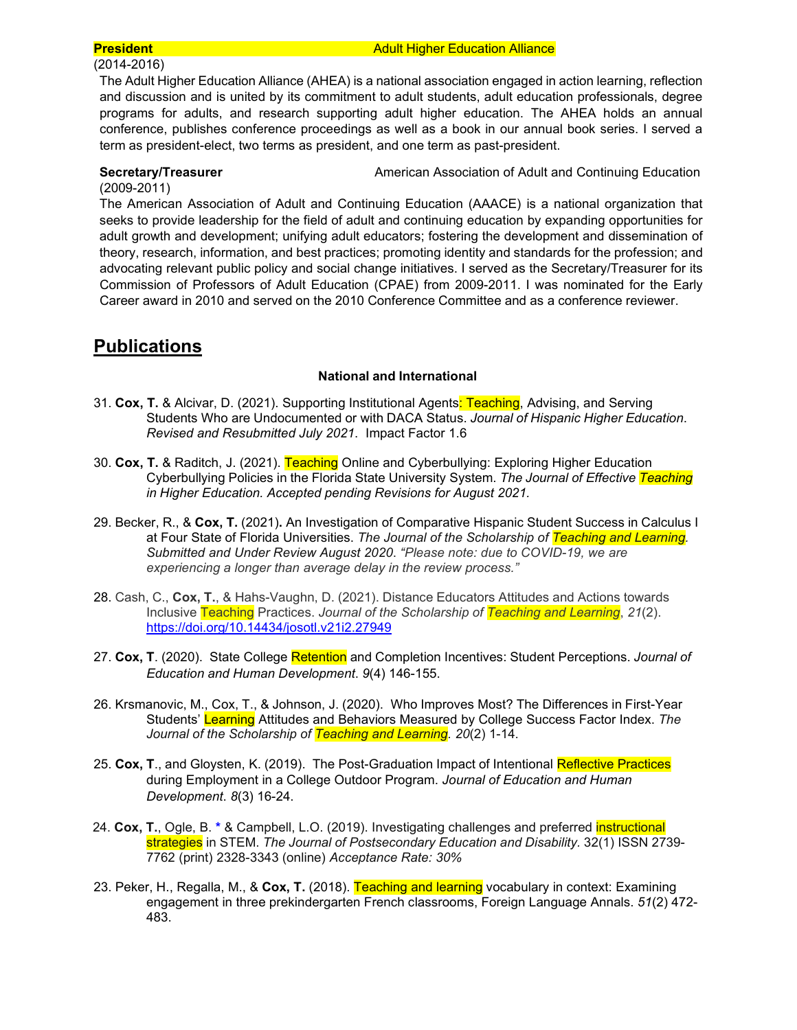**President** Adult Higher Education Alliance
(2014-2016)

The Adult Higher Education Alliance (AHEA) is a national association engaged in action learning, reflection and discussion and is united by its commitment to adult students, adult education professionals, degree programs for adults, and research supporting adult higher education. The AHEA holds an annual conference, publishes conference proceedings as well as a book in our annual book series. I served a term as president-elect, two terms as president, and one term as past-president.

**Secretary/Treasurer** American Association of Adult and Continuing Education
(2009-2011)

The American Association of Adult and Continuing Education (AAACE) is a national organization that seeks to provide leadership for the field of adult and continuing education by expanding opportunities for adult growth and development; unifying adult educators; fostering the development and dissemination of theory, research, information, and best practices; promoting identity and standards for the profession; and advocating relevant public policy and social change initiatives. I served as the Secretary/Treasurer for its Commission of Professors of Adult Education (CPAE) from 2009-2011. I was nominated for the Early Career award in 2010 and served on the 2010 Conference Committee and as a conference reviewer.

## Publications

### National and International

31. **Cox, T.** & Alcivar, D. (2021). Supporting Institutional Agents: Teaching, Advising, and Serving Students Who are Undocumented or with DACA Status. *Journal of Hispanic Higher Education. Revised and Resubmitted July 2021.* Impact Factor 1.6

30. **Cox, T.** & Raditch, J. (2021). Teaching Online and Cyberbullying: Exploring Higher Education Cyberbullying Policies in the Florida State University System. *The Journal of Effective Teaching in Higher Education. Accepted pending Revisions for August 2021.*

29. Becker, R., & **Cox, T.** (2021)**.** An Investigation of Comparative Hispanic Student Success in Calculus I at Four State of Florida Universities. *The Journal of the Scholarship of Teaching and Learning. Submitted and Under Review August 2020. "Please note: due to COVID-19, we are experiencing a longer than average delay in the review process."*

28. Cash, C., **Cox, T.**, & Hahs-Vaughn, D. (2021). Distance Educators Attitudes and Actions towards Inclusive Teaching Practices. *Journal of the Scholarship of Teaching and Learning*, *21*(2). https://doi.org/10.14434/josotl.v21i2.27949

27. **Cox, T**. (2020). State College Retention and Completion Incentives: Student Perceptions. *Journal of Education and Human Development*. *9*(4) 146-155.

26. Krsmanovic, M., Cox, T., & Johnson, J. (2020). Who Improves Most? The Differences in First-Year Students' Learning Attitudes and Behaviors Measured by College Success Factor Index. *The Journal of the Scholarship of Teaching and Learning*. *20*(2) 1-14.

25. **Cox, T**., and Gloysten, K. (2019). The Post-Graduation Impact of Intentional Reflective Practices during Employment in a College Outdoor Program. *Journal of Education and Human Development*. *8*(3) 16-24.

24. **Cox, T.**, Ogle, B. * & Campbell, L.O. (2019). Investigating challenges and preferred instructional strategies in STEM. *The Journal of Postsecondary Education and Disability.* 32(1) ISSN 2739-7762 (print) 2328-3343 (online) *Acceptance Rate: 30%*

23. Peker, H., Regalla, M., & **Cox, T.** (2018). Teaching and learning vocabulary in context: Examining engagement in three prekindergarten French classrooms, Foreign Language Annals. *51*(2) 472-483.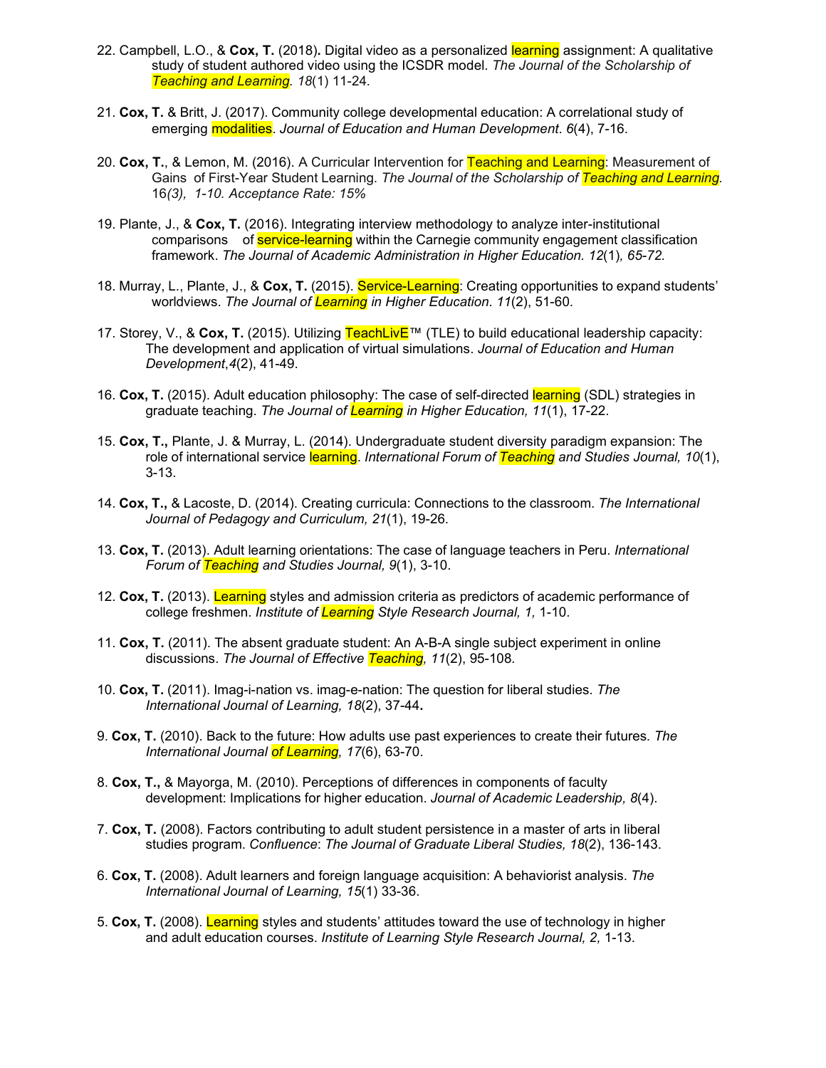22. Campbell, L.O., & **Cox, T.** (2018). Digital video as a personalized learning assignment: A qualitative study of student authored video using the ICSDR model. *The Journal of the Scholarship of Teaching and Learning. 18*(1) 11-24.

21. **Cox, T.** & Britt, J. (2017). Community college developmental education: A correlational study of emerging modalities. *Journal of Education and Human Development*. *6*(4), 7-16.

20. **Cox, T.**, & Lemon, M. (2016). A Curricular Intervention for Teaching and Learning: Measurement of Gains of First-Year Student Learning. *The Journal of the Scholarship of Teaching and Learning.* 16*(3), 1-10. Acceptance Rate: 15%*

19. Plante, J., & **Cox, T.** (2016). Integrating interview methodology to analyze inter-institutional comparisons of service-learning within the Carnegie community engagement classification framework. *The Journal of Academic Administration in Higher Education. 12*(1)*, 65-72.*

18. Murray, L., Plante, J., & **Cox, T.** (2015). Service-Learning: Creating opportunities to expand students' worldviews. *The Journal of Learning in Higher Education*. *11*(2), 51-60.

17. Storey, V., & **Cox, T.** (2015). Utilizing TeachLivE™ (TLE) to build educational leadership capacity: The development and application of virtual simulations. *Journal of Education and Human Development*,*4*(2), 41-49.

16. **Cox, T.** (2015). Adult education philosophy: The case of self-directed learning (SDL) strategies in graduate teaching. *The Journal of Learning in Higher Education, 11*(1), 17-22.

15. **Cox, T.,** Plante, J. & Murray, L. (2014). Undergraduate student diversity paradigm expansion: The role of international service learning. *International Forum of Teaching and Studies Journal, 10*(1), 3-13.

14. **Cox, T.,** & Lacoste, D. (2014). Creating curricula: Connections to the classroom. *The International Journal of Pedagogy and Curriculum, 21*(1), 19-26.

13. **Cox, T.** (2013). Adult learning orientations: The case of language teachers in Peru. *International Forum of Teaching and Studies Journal, 9*(1), 3-10.

12. **Cox, T.** (2013). Learning styles and admission criteria as predictors of academic performance of college freshmen. *Institute of Learning Style Research Journal, 1,* 1-10.

11. **Cox, T.** (2011). The absent graduate student: An A-B-A single subject experiment in online discussions. *The Journal of Effective Teaching, 11*(2), 95-108.

10. **Cox, T.** (2011). Imag-i-nation vs. imag-e-nation: The question for liberal studies. *The International Journal of Learning, 18*(2), 37-44**.**

9. **Cox, T.** (2010). Back to the future: How adults use past experiences to create their futures. *The International Journal of Learning, 17*(6), 63-70.

8. **Cox, T.,** & Mayorga, M. (2010). Perceptions of differences in components of faculty development: Implications for higher education. *Journal of Academic Leadership, 8*(4).

7. **Cox, T.** (2008). Factors contributing to adult student persistence in a master of arts in liberal studies program. *Confluence*: *The Journal of Graduate Liberal Studies, 18*(2), 136-143.

6. **Cox, T.** (2008). Adult learners and foreign language acquisition: A behaviorist analysis. *The International Journal of Learning, 15*(1) 33-36.

5. **Cox, T.** (2008). Learning styles and students' attitudes toward the use of technology in higher and adult education courses. *Institute of Learning Style Research Journal, 2,* 1-13.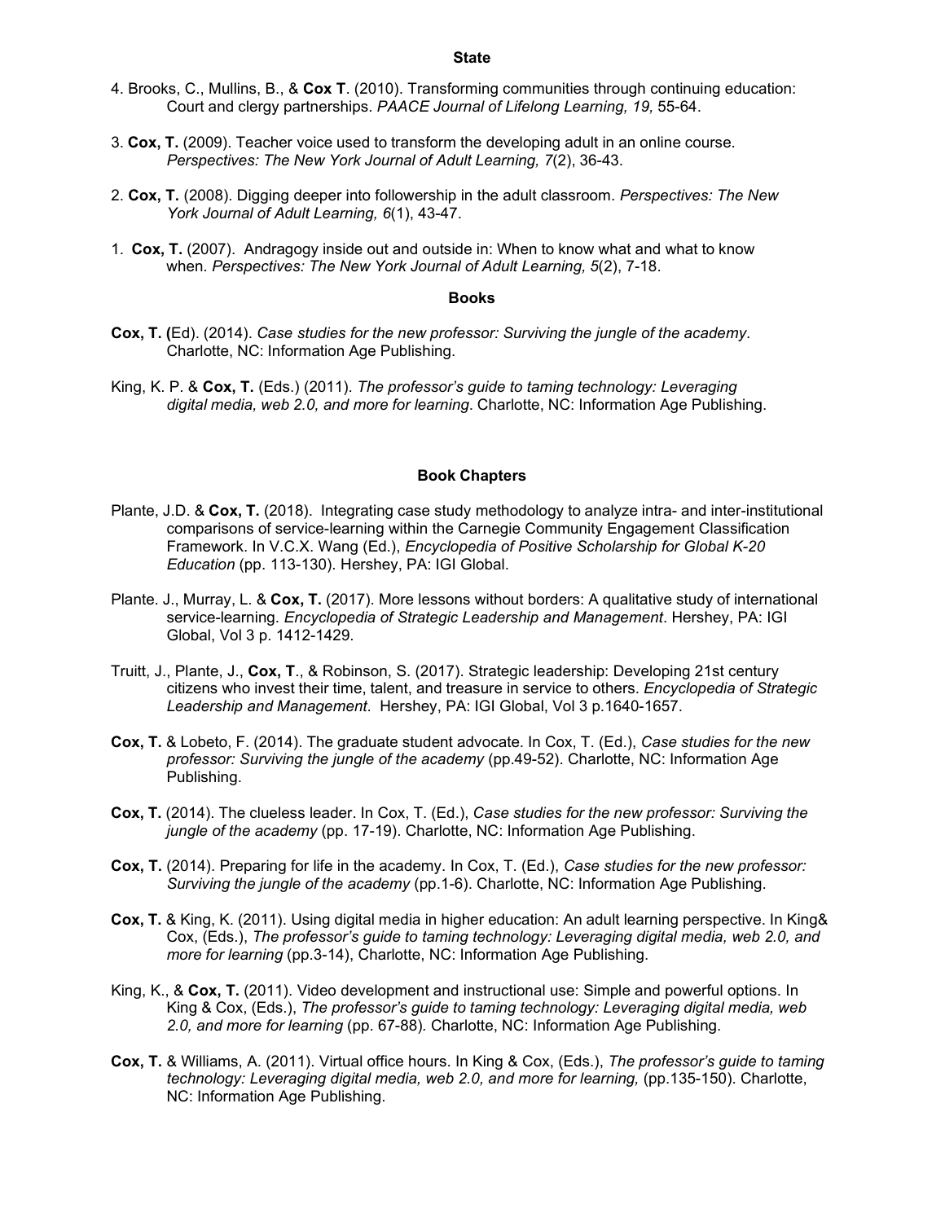**State**

4. Brooks, C., Mullins, B., & **Cox T**. (2010). Transforming communities through continuing education: Court and clergy partnerships. *PAACE Journal of Lifelong Learning, 19,* 55-64.

3. **Cox, T.** (2009). Teacher voice used to transform the developing adult in an online course. *Perspectives: The New York Journal of Adult Learning, 7*(2), 36-43.

2. **Cox, T.** (2008). Digging deeper into followership in the adult classroom. *Perspectives: The New York Journal of Adult Learning, 6*(1), 43-47.

1. **Cox, T.** (2007). Andragogy inside out and outside in: When to know what and what to know when. *Perspectives: The New York Journal of Adult Learning, 5*(2), 7-18.

**Books**

**Cox, T. (**Ed). (2014). *Case studies for the new professor: Surviving the jungle of the academy*. Charlotte, NC: Information Age Publishing.

King, K. P. & **Cox, T.** (Eds.) (2011). *The professor's guide to taming technology: Leveraging digital media, web 2.0, and more for learning*. Charlotte, NC: Information Age Publishing.

**Book Chapters**

Plante, J.D. & **Cox, T.** (2018). Integrating case study methodology to analyze intra- and inter-institutional comparisons of service-learning within the Carnegie Community Engagement Classification Framework. In V.C.X. Wang (Ed.), *Encyclopedia of Positive Scholarship for Global K-20 Education* (pp. 113-130). Hershey, PA: IGI Global.

Plante. J., Murray, L. & **Cox, T.** (2017). More lessons without borders: A qualitative study of international service-learning. *Encyclopedia of Strategic Leadership and Management*. Hershey, PA: IGI Global, Vol 3 p. 1412-1429.

Truitt, J., Plante, J., **Cox, T**., & Robinson, S. (2017). Strategic leadership: Developing 21st century citizens who invest their time, talent, and treasure in service to others. *Encyclopedia of Strategic Leadership and Management*. Hershey, PA: IGI Global, Vol 3 p.1640-1657.

**Cox, T.** & Lobeto, F. (2014). The graduate student advocate. In Cox, T. (Ed.), *Case studies for the new professor: Surviving the jungle of the academy* (pp.49-52). Charlotte, NC: Information Age Publishing.

**Cox, T.** (2014). The clueless leader. In Cox, T. (Ed.), *Case studies for the new professor: Surviving the jungle of the academy* (pp. 17-19). Charlotte, NC: Information Age Publishing.

**Cox, T.** (2014). Preparing for life in the academy. In Cox, T. (Ed.), *Case studies for the new professor: Surviving the jungle of the academy* (pp.1-6). Charlotte, NC: Information Age Publishing.

**Cox, T.** & King, K. (2011). Using digital media in higher education: An adult learning perspective. In King& Cox, (Eds.), *The professor's guide to taming technology: Leveraging digital media, web 2.0, and more for learning* (pp.3-14), Charlotte, NC: Information Age Publishing.

King, K., & **Cox, T.** (2011). Video development and instructional use: Simple and powerful options. In King & Cox, (Eds.), *The professor's guide to taming technology: Leveraging digital media, web 2.0, and more for learning* (pp. 67-88)*.* Charlotte, NC: Information Age Publishing.

**Cox, T.** & Williams, A. (2011). Virtual office hours. In King & Cox, (Eds.), *The professor's guide to taming technology: Leveraging digital media, web 2.0, and more for learning,* (pp.135-150). Charlotte, NC: Information Age Publishing.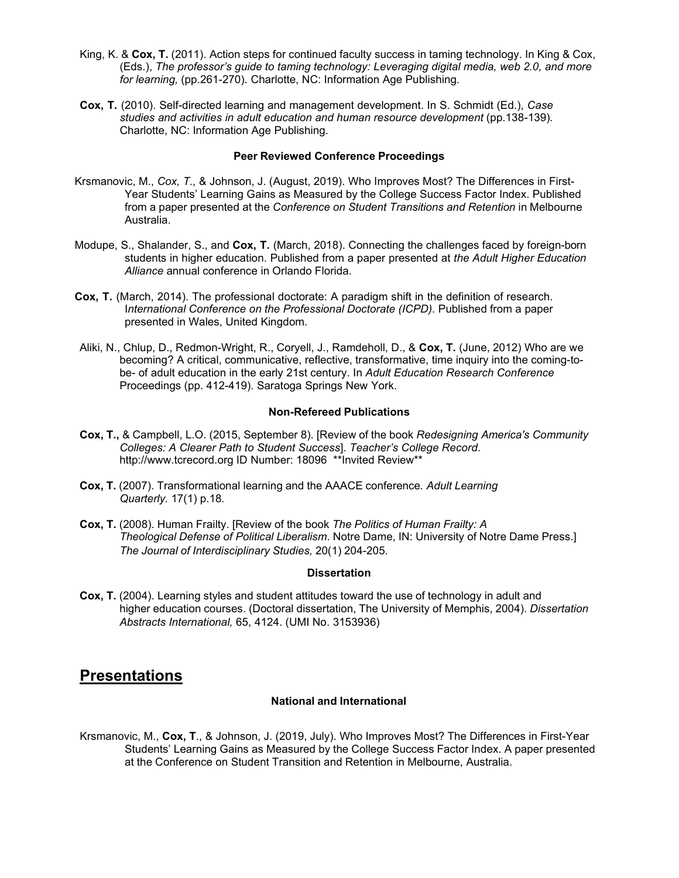King, K. & **Cox, T.** (2011). Action steps for continued faculty success in taming technology. In King & Cox, (Eds.), *The professor's guide to taming technology: Leveraging digital media, web 2.0, and more for learning,* (pp.261-270). Charlotte, NC: Information Age Publishing.

**Cox, T.** (2010). Self-directed learning and management development. In S. Schmidt (Ed.), *Case studies and activities in adult education and human resource development* (pp.138-139). Charlotte, NC: Information Age Publishing.

#### Peer Reviewed Conference Proceedings

Krsmanovic, M., *Cox, T.,* & Johnson, J. (August, 2019). Who Improves Most? The Differences in First-Year Students' Learning Gains as Measured by the College Success Factor Index. Published from a paper presented at the *Conference on Student Transitions and Retention* in Melbourne Australia.

Modupe, S., Shalander, S., and **Cox, T.** (March, 2018). Connecting the challenges faced by foreign-born students in higher education. Published from a paper presented at *the Adult Higher Education Alliance* annual conference in Orlando Florida.

**Cox, T.** (March, 2014). The professional doctorate: A paradigm shift in the definition of research. I*nternational Conference on the Professional Doctorate (ICPD)*. Published from a paper presented in Wales, United Kingdom.

Aliki, N., Chlup, D., Redmon-Wright, R., Coryell, J., Ramdeholl, D., & **Cox, T.** (June, 2012) Who are we becoming? A critical, communicative, reflective, transformative, time inquiry into the coming-to-be- of adult education in the early 21st century. In *Adult Education Research Conference* Proceedings (pp. 412-419). Saratoga Springs New York.

#### Non-Refereed Publications

**Cox, T.,** & Campbell, L.O. (2015, September 8). [Review of the book *Redesigning America's Community Colleges: A Clearer Path to Student Success*]. *Teacher's College Record*. http://www.tcrecord.org ID Number: 18096 **Invited Review**

**Cox, T.** (2007). Transformational learning and the AAACE conference*. Adult Learning Quarterly.* 17(1) p.18*.*

**Cox, T.** (2008). Human Frailty. [Review of the book *The Politics of Human Frailty: A Theological Defense of Political Liberalism*. Notre Dame, IN: University of Notre Dame Press.] *The Journal of Interdisciplinary Studies,* 20(1) 204-205.

#### Dissertation

**Cox, T.** (2004). Learning styles and student attitudes toward the use of technology in adult and higher education courses. (Doctoral dissertation, The University of Memphis, 2004). *Dissertation Abstracts International,* 65, 4124. (UMI No. 3153936)

## Presentations

#### National and International

Krsmanovic, M., **Cox, T**., & Johnson, J. (2019, July). Who Improves Most? The Differences in First-Year Students' Learning Gains as Measured by the College Success Factor Index. A paper presented at the Conference on Student Transition and Retention in Melbourne, Australia.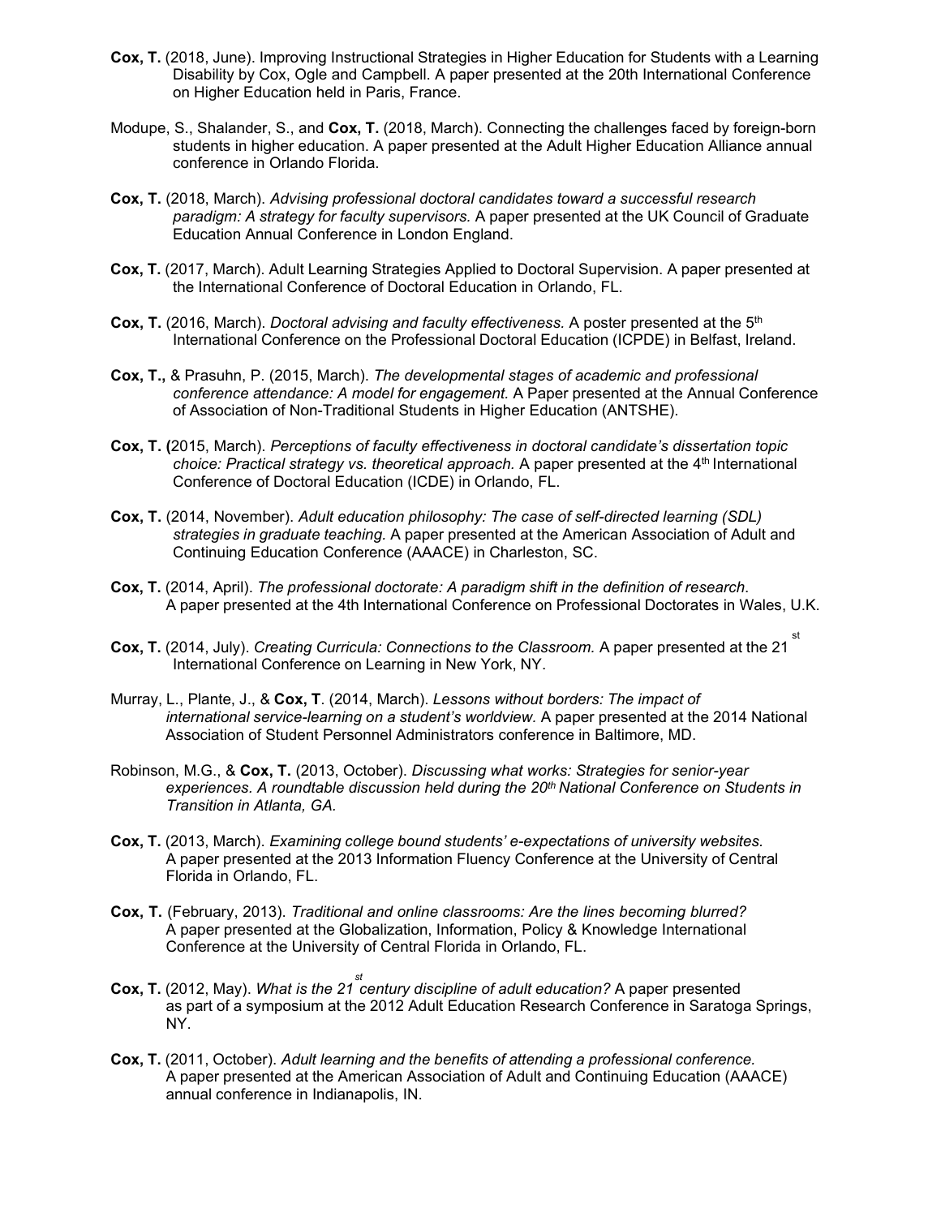**Cox, T.** (2018, June). Improving Instructional Strategies in Higher Education for Students with a Learning Disability by Cox, Ogle and Campbell. A paper presented at the 20th International Conference on Higher Education held in Paris, France.

Modupe, S., Shalander, S., and **Cox, T.** (2018, March). Connecting the challenges faced by foreign-born students in higher education. A paper presented at the Adult Higher Education Alliance annual conference in Orlando Florida.

**Cox, T.** (2018, March). *Advising professional doctoral candidates toward a successful research paradigm: A strategy for faculty supervisors.* A paper presented at the UK Council of Graduate Education Annual Conference in London England.

**Cox, T.** (2017, March). Adult Learning Strategies Applied to Doctoral Supervision. A paper presented at the International Conference of Doctoral Education in Orlando, FL.

**Cox, T.** (2016, March). *Doctoral advising and faculty effectiveness.* A poster presented at the 5th International Conference on the Professional Doctoral Education (ICPDE) in Belfast, Ireland.

**Cox, T.,** & Prasuhn, P. (2015, March). *The developmental stages of academic and professional conference attendance: A model for engagement.* A Paper presented at the Annual Conference of Association of Non-Traditional Students in Higher Education (ANTSHE).

**Cox, T. (**2015, March). *Perceptions of faculty effectiveness in doctoral candidate's dissertation topic choice: Practical strategy vs. theoretical approach.* A paper presented at the 4th International Conference of Doctoral Education (ICDE) in Orlando, FL.

**Cox, T.** (2014, November). *Adult education philosophy: The case of self-directed learning (SDL) strategies in graduate teaching.* A paper presented at the American Association of Adult and Continuing Education Conference (AAACE) in Charleston, SC.

**Cox, T.** (2014, April). *The professional doctorate: A paradigm shift in the definition of research*. A paper presented at the 4th International Conference on Professional Doctorates in Wales, U.K.

**Cox, T.** (2014, July). *Creating Curricula: Connections to the Classroom.* A paper presented at the 21st International Conference on Learning in New York, NY.

Murray, L., Plante, J., & **Cox, T**. (2014, March). *Lessons without borders: The impact of international service-learning on a student's worldview.* A paper presented at the 2014 National Association of Student Personnel Administrators conference in Baltimore, MD.

Robinson, M.G., & **Cox, T.** (2013, October). *Discussing what works: Strategies for senior-year experiences. A roundtable discussion held during the 20th National Conference on Students in Transition in Atlanta, GA.*

**Cox, T.** (2013, March). *Examining college bound students' e-expectations of university websites.* A paper presented at the 2013 Information Fluency Conference at the University of Central Florida in Orlando, FL.

**Cox, T.** (February, 2013). *Traditional and online classrooms: Are the lines becoming blurred?* A paper presented at the Globalization, Information, Policy & Knowledge International Conference at the University of Central Florida in Orlando, FL.

**Cox, T.** (2012, May). *What is the 21st century discipline of adult education?* A paper presented as part of a symposium at the 2012 Adult Education Research Conference in Saratoga Springs, NY.

**Cox, T.** (2011, October). *Adult learning and the benefits of attending a professional conference.* A paper presented at the American Association of Adult and Continuing Education (AAACE) annual conference in Indianapolis, IN.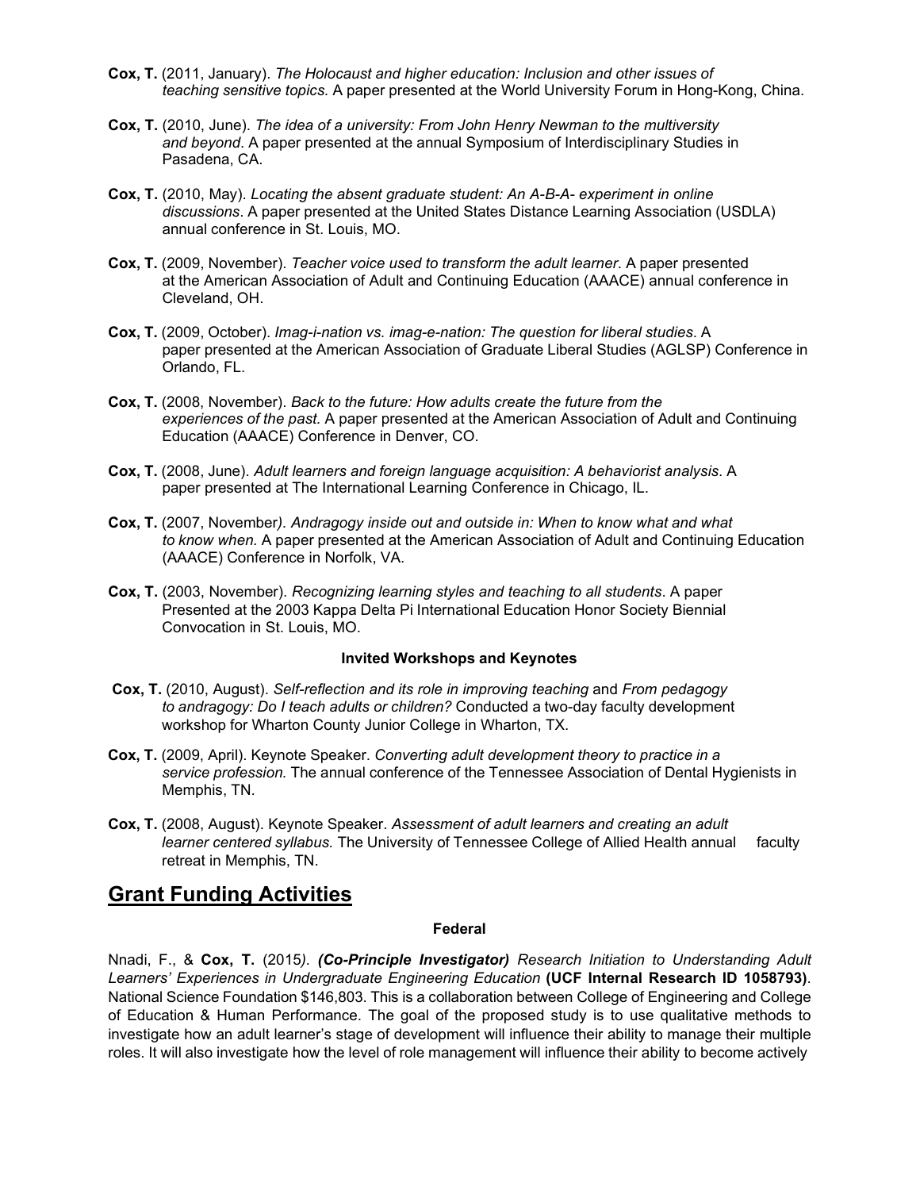**Cox, T.** (2011, January). *The Holocaust and higher education: Inclusion and other issues of teaching sensitive topics.* A paper presented at the World University Forum in Hong-Kong, China.

**Cox, T.** (2010, June). *The idea of a university: From John Henry Newman to the multiversity and beyond*. A paper presented at the annual Symposium of Interdisciplinary Studies in Pasadena, CA.

**Cox, T.** (2010, May). *Locating the absent graduate student: An A-B-A- experiment in online discussions*. A paper presented at the United States Distance Learning Association (USDLA) annual conference in St. Louis, MO.

**Cox, T.** (2009, November). *Teacher voice used to transform the adult learner*. A paper presented at the American Association of Adult and Continuing Education (AAACE) annual conference in Cleveland, OH.

**Cox, T.** (2009, October). *Imag-i-nation vs. imag-e-nation: The question for liberal studies*. A paper presented at the American Association of Graduate Liberal Studies (AGLSP) Conference in Orlando, FL.

**Cox, T.** (2008, November). *Back to the future: How adults create the future from the experiences of the past.* A paper presented at the American Association of Adult and Continuing Education (AAACE) Conference in Denver, CO.

**Cox, T.** (2008, June). *Adult learners and foreign language acquisition: A behaviorist analysis*. A paper presented at The International Learning Conference in Chicago, IL.

**Cox, T.** (2007, November*). Andragogy inside out and outside in: When to know what and what to know when.* A paper presented at the American Association of Adult and Continuing Education (AAACE) Conference in Norfolk, VA.

**Cox, T.** (2003, November). *Recognizing learning styles and teaching to all students*. A paper Presented at the 2003 Kappa Delta Pi International Education Honor Society Biennial Convocation in St. Louis, MO.

**Invited Workshops and Keynotes**

**Cox, T.** (2010, August). *Self-reflection and its role in improving teaching* and *From pedagogy to andragogy: Do I teach adults or children?* Conducted a two-day faculty development workshop for Wharton County Junior College in Wharton, TX.

**Cox, T.** (2009, April). Keynote Speaker. *Converting adult development theory to practice in a service profession.* The annual conference of the Tennessee Association of Dental Hygienists in Memphis, TN.

**Cox, T.** (2008, August). Keynote Speaker. *Assessment of adult learners and creating an adult learner centered syllabus.* The University of Tennessee College of Allied Health annual faculty retreat in Memphis, TN.

## Grant Funding Activities

**Federal**

Nnadi, F., & **Cox, T.** (2015*). **(Co-Principle Investigator)** Research Initiation to Understanding Adult Learners' Experiences in Undergraduate Engineering Education* **(UCF Internal Research ID 1058793)**. National Science Foundation $146,803. This is a collaboration between College of Engineering and College of Education & Human Performance. The goal of the proposed study is to use qualitative methods to investigate how an adult learner's stage of development will influence their ability to manage their multiple roles. It will also investigate how the level of role management will influence their ability to become actively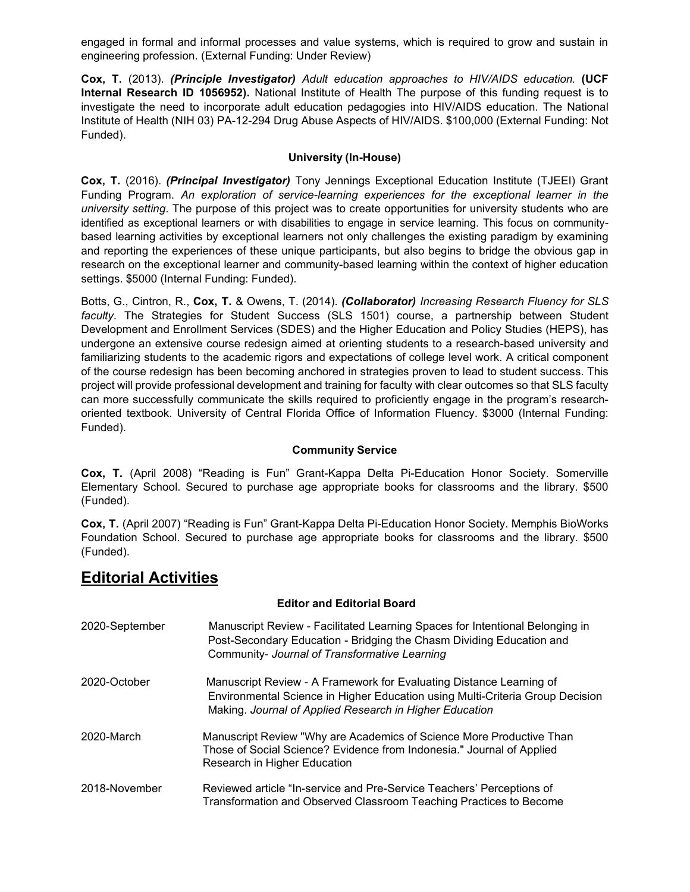engaged in formal and informal processes and value systems, which is required to grow and sustain in engineering profession. (External Funding: Under Review)

**Cox, T.** (2013). ***(Principle Investigator)*** *Adult education approaches to HIV/AIDS education.* **(UCF Internal Research ID 1056952).** National Institute of Health The purpose of this funding request is to investigate the need to incorporate adult education pedagogies into HIV/AIDS education. The National Institute of Health (NIH 03) PA-12-294 Drug Abuse Aspects of HIV/AIDS. $100,000 (External Funding: Not Funded).

**University (In-House)**

**Cox, T.** (2016). ***(Principal Investigator)*** Tony Jennings Exceptional Education Institute (TJEEI) Grant Funding Program. *An exploration of service-learning experiences for the exceptional learner in the university setting*. The purpose of this project was to create opportunities for university students who are identified as exceptional learners or with disabilities to engage in service learning. This focus on community-based learning activities by exceptional learners not only challenges the existing paradigm by examining and reporting the experiences of these unique participants, but also begins to bridge the obvious gap in research on the exceptional learner and community-based learning within the context of higher education settings. $5000 (Internal Funding: Funded).

Botts, G., Cintron, R., **Cox, T.** & Owens, T. (2014). ***(Collaborator)*** *Increasing Research Fluency for SLS faculty*. The Strategies for Student Success (SLS 1501) course, a partnership between Student Development and Enrollment Services (SDES) and the Higher Education and Policy Studies (HEPS), has undergone an extensive course redesign aimed at orienting students to a research-based university and familiarizing students to the academic rigors and expectations of college level work. A critical component of the course redesign has been becoming anchored in strategies proven to lead to student success. This project will provide professional development and training for faculty with clear outcomes so that SLS faculty can more successfully communicate the skills required to proficiently engage in the program's research-oriented textbook. University of Central Florida Office of Information Fluency. $3000 (Internal Funding: Funded).

**Community Service**

**Cox, T.** (April 2008) "Reading is Fun" Grant-Kappa Delta Pi-Education Honor Society. Somerville Elementary School. Secured to purchase age appropriate books for classrooms and the library. $500 (Funded).

**Cox, T.** (April 2007) "Reading is Fun" Grant-Kappa Delta Pi-Education Honor Society. Memphis BioWorks Foundation School. Secured to purchase age appropriate books for classrooms and the library. $500 (Funded).

## Editorial Activities

**Editor and Editorial Board**

2020-September — Manuscript Review - Facilitated Learning Spaces for Intentional Belonging in Post-Secondary Education - Bridging the Chasm Dividing Education and Community- *Journal of Transformative Learning*

2020-October — Manuscript Review - A Framework for Evaluating Distance Learning of Environmental Science in Higher Education using Multi-Criteria Group Decision Making. *Journal of Applied Research in Higher Education*

2020-March — Manuscript Review "Why are Academics of Science More Productive Than Those of Social Science? Evidence from Indonesia." Journal of Applied Research in Higher Education

2018-November — Reviewed article "In-service and Pre-Service Teachers' Perceptions of Transformation and Observed Classroom Teaching Practices to Become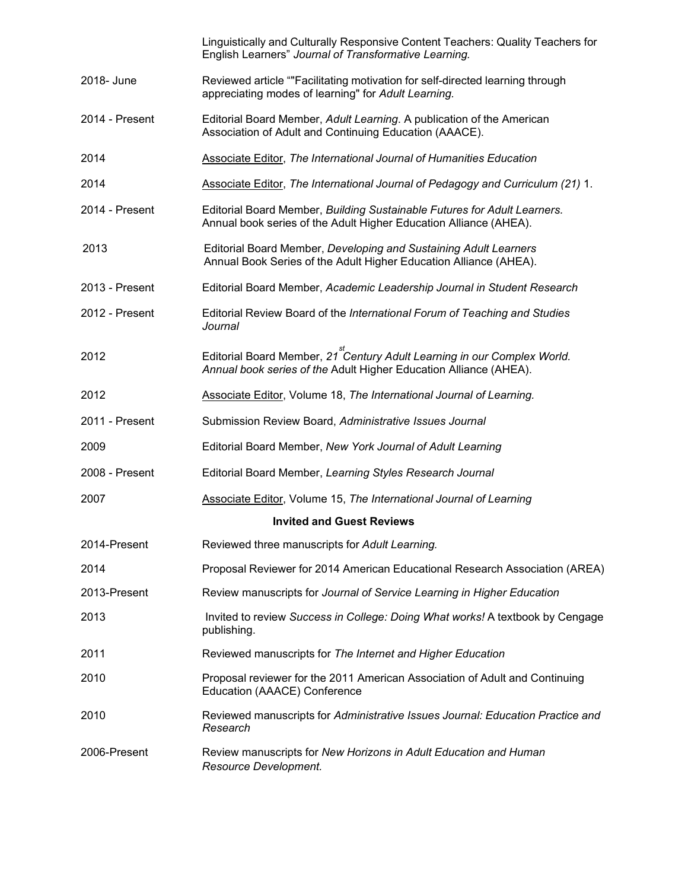| | |
|---|---|
| | Linguistically and Culturally Responsive Content Teachers: Quality Teachers for English Learners" *Journal of Transformative Learning.* |
| 2018- June | Reviewed article ""Facilitating motivation for self-directed learning through appreciating modes of learning" for *Adult Learning*. |
| 2014 - Present | Editorial Board Member, *Adult Learning*. A publication of the American Association of Adult and Continuing Education (AAACE). |
| 2014 | Associate Editor, *The International Journal of Humanities Education* |
| 2014 | Associate Editor, *The International Journal of Pedagogy and Curriculum (21)* 1. |
| 2014 - Present | Editorial Board Member, *Building Sustainable Futures for Adult Learners.* Annual book series of the Adult Higher Education Alliance (AHEA). |
| 2013 | Editorial Board Member, *Developing and Sustaining Adult Learners* Annual Book Series of the Adult Higher Education Alliance (AHEA). |
| 2013 - Present | Editorial Board Member, *Academic Leadership Journal in Student Research* |
| 2012 - Present | Editorial Review Board of the *International Forum of Teaching and Studies Journal* |
| 2012 | Editorial Board Member, *21st Century Adult Learning in our Complex World. Annual book series of the* Adult Higher Education Alliance (AHEA). |
| 2012 | Associate Editor, Volume 18, *The International Journal of Learning.* |
| 2011 - Present | Submission Review Board, *Administrative Issues Journal* |
| 2009 | Editorial Board Member, *New York Journal of Adult Learning* |
| 2008 - Present | Editorial Board Member, *Learning Styles Research Journal* |
| 2007 | Associate Editor, Volume 15, *The International Journal of Learning* |

### Invited and Guest Reviews

| | |
|---|---|
| 2014-Present | Reviewed three manuscripts for *Adult Learning.* |
| 2014 | Proposal Reviewer for 2014 American Educational Research Association (AREA) |
| 2013-Present | Review manuscripts for *Journal of Service Learning in Higher Education* |
| 2013 | Invited to review *Success in College: Doing What works!* A textbook by Cengage publishing. |
| 2011 | Reviewed manuscripts for *The Internet and Higher Education* |
| 2010 | Proposal reviewer for the 2011 American Association of Adult and Continuing Education (AAACE) Conference |
| 2010 | Reviewed manuscripts for *Administrative Issues Journal: Education Practice and Research* |
| 2006-Present | Review manuscripts for *New Horizons in Adult Education and Human Resource Development.* |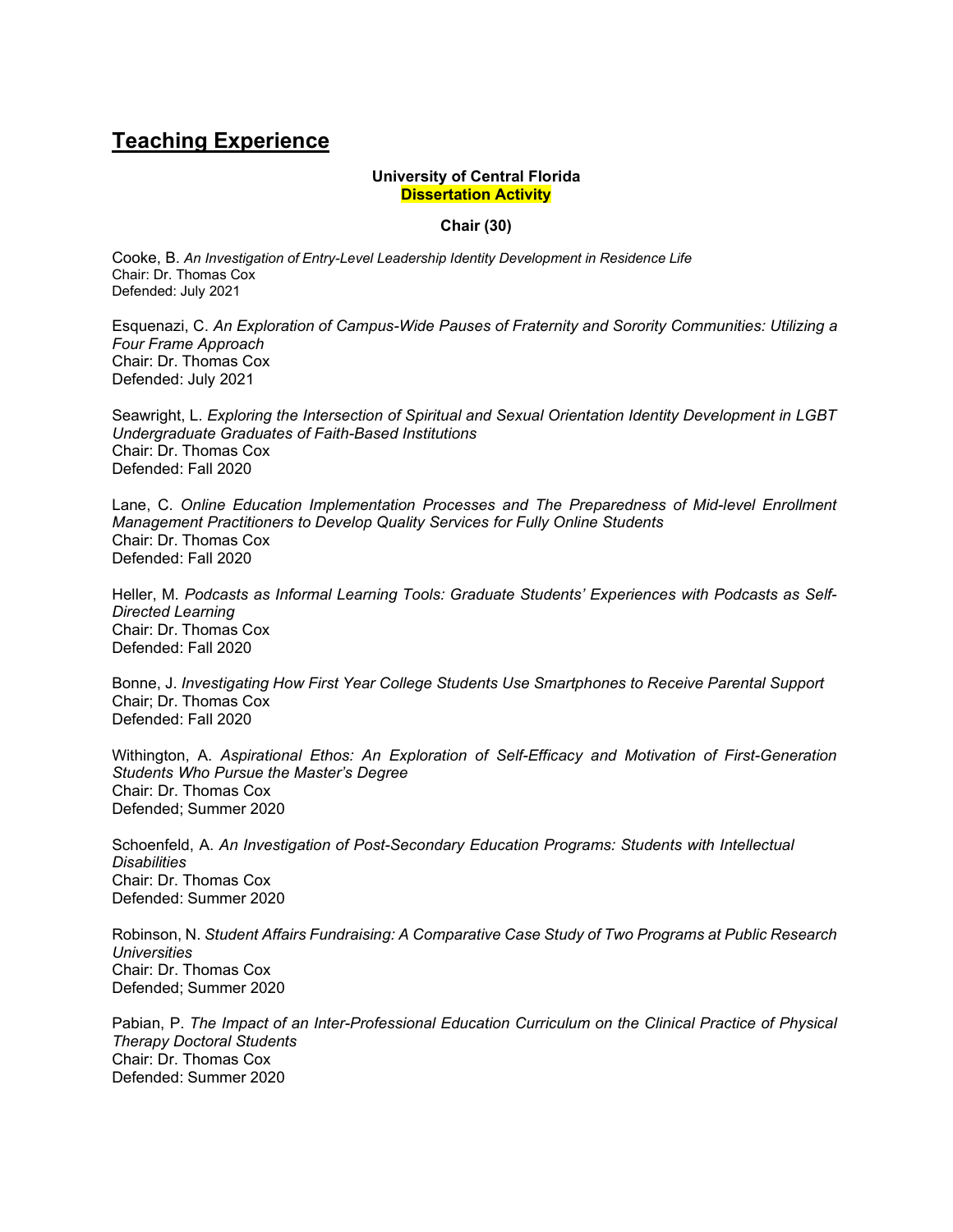## **Teaching Experience**

**University of Central Florida**
**Dissertation Activity**

**Chair (30)**

Cooke, B. *An Investigation of Entry-Level Leadership Identity Development in Residence Life*
Chair: Dr. Thomas Cox
Defended: July 2021

Esquenazi, C. *An Exploration of Campus-Wide Pauses of Fraternity and Sorority Communities: Utilizing a Four Frame Approach*
Chair: Dr. Thomas Cox
Defended: July 2021

Seawright, L. *Exploring the Intersection of Spiritual and Sexual Orientation Identity Development in LGBT Undergraduate Graduates of Faith-Based Institutions*
Chair: Dr. Thomas Cox
Defended: Fall 2020

Lane, C. *Online Education Implementation Processes and The Preparedness of Mid-level Enrollment Management Practitioners to Develop Quality Services for Fully Online Students*
Chair: Dr. Thomas Cox
Defended: Fall 2020

Heller, M. *Podcasts as Informal Learning Tools: Graduate Students' Experiences with Podcasts as Self-Directed Learning*
Chair: Dr. Thomas Cox
Defended: Fall 2020

Bonne, J. *Investigating How First Year College Students Use Smartphones to Receive Parental Support*
Chair; Dr. Thomas Cox
Defended: Fall 2020

Withington, A. *Aspirational Ethos: An Exploration of Self-Efficacy and Motivation of First-Generation Students Who Pursue the Master's Degree*
Chair: Dr. Thomas Cox
Defended; Summer 2020

Schoenfeld, A. *An Investigation of Post-Secondary Education Programs: Students with Intellectual Disabilities*
Chair: Dr. Thomas Cox
Defended: Summer 2020

Robinson, N. *Student Affairs Fundraising: A Comparative Case Study of Two Programs at Public Research Universities*
Chair: Dr. Thomas Cox
Defended; Summer 2020

Pabian, P. *The Impact of an Inter-Professional Education Curriculum on the Clinical Practice of Physical Therapy Doctoral Students*
Chair: Dr. Thomas Cox
Defended: Summer 2020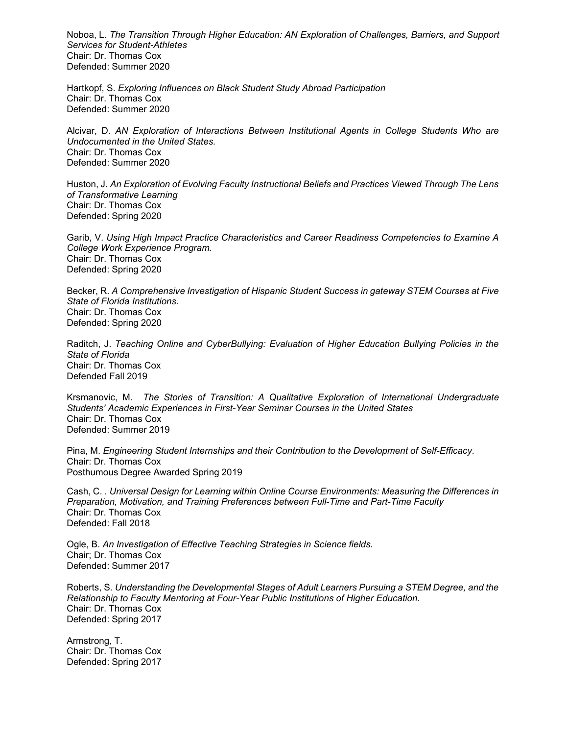Noboa, L. *The Transition Through Higher Education: AN Exploration of Challenges, Barriers, and Support Services for Student-Athletes*
Chair: Dr. Thomas Cox
Defended: Summer 2020

Hartkopf, S. *Exploring Influences on Black Student Study Abroad Participation*
Chair: Dr. Thomas Cox
Defended: Summer 2020

Alcivar, D. *AN Exploration of Interactions Between Institutional Agents in College Students Who are Undocumented in the United States.*
Chair: Dr. Thomas Cox
Defended: Summer 2020

Huston, J. *An Exploration of Evolving Faculty Instructional Beliefs and Practices Viewed Through The Lens of Transformative Learning*
Chair: Dr. Thomas Cox
Defended: Spring 2020

Garib, V. *Using High Impact Practice Characteristics and Career Readiness Competencies to Examine A College Work Experience Program.*
Chair: Dr. Thomas Cox
Defended: Spring 2020

Becker, R. *A Comprehensive Investigation of Hispanic Student Success in gateway STEM Courses at Five State of Florida Institutions.*
Chair: Dr. Thomas Cox
Defended: Spring 2020

Raditch, J. *Teaching Online and CyberBullying: Evaluation of Higher Education Bullying Policies in the State of Florida*
Chair: Dr. Thomas Cox
Defended Fall 2019

Krsmanovic, M. *The Stories of Transition: A Qualitative Exploration of International Undergraduate Students' Academic Experiences in First-Year Seminar Courses in the United States*
Chair: Dr. Thomas Cox
Defended: Summer 2019

Pina, M. *Engineering Student Internships and their Contribution to the Development of Self-Efficacy.*
Chair: Dr. Thomas Cox
Posthumous Degree Awarded Spring 2019

Cash, C. . *Universal Design for Learning within Online Course Environments: Measuring the Differences in Preparation, Motivation, and Training Preferences between Full-Time and Part-Time Faculty*
Chair: Dr. Thomas Cox
Defended: Fall 2018

Ogle, B. *An Investigation of Effective Teaching Strategies in Science fields.*
Chair; Dr. Thomas Cox
Defended: Summer 2017

Roberts, S. *Understanding the Developmental Stages of Adult Learners Pursuing a STEM Degree, and the Relationship to Faculty Mentoring at Four-Year Public Institutions of Higher Education.*
Chair: Dr. Thomas Cox
Defended: Spring 2017

Armstrong, T.
Chair: Dr. Thomas Cox
Defended: Spring 2017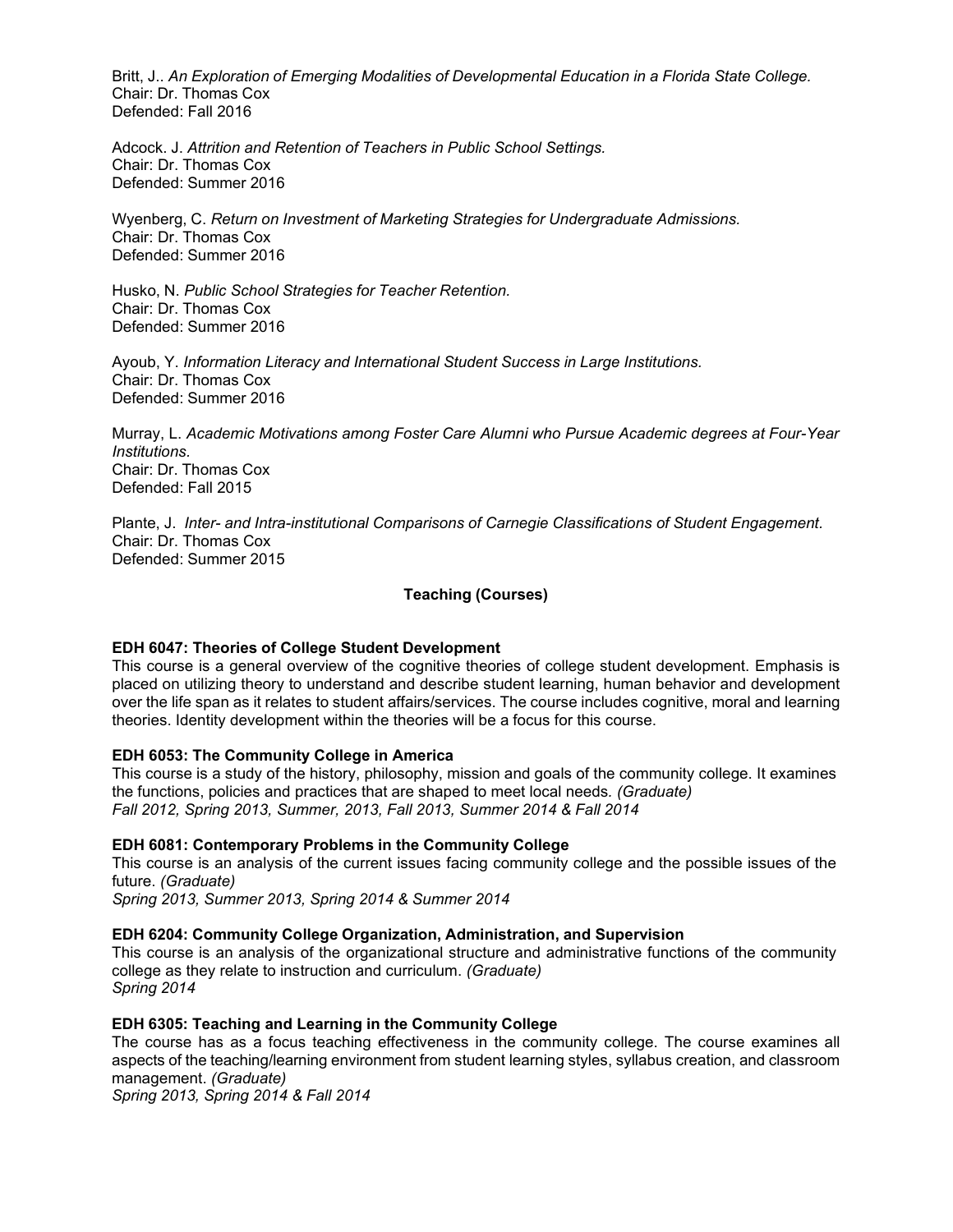Britt, J.. *An Exploration of Emerging Modalities of Developmental Education in a Florida State College.*
Chair: Dr. Thomas Cox
Defended: Fall 2016

Adcock. J. *Attrition and Retention of Teachers in Public School Settings.*
Chair: Dr. Thomas Cox
Defended: Summer 2016

Wyenberg, C. *Return on Investment of Marketing Strategies for Undergraduate Admissions.*
Chair: Dr. Thomas Cox
Defended: Summer 2016

Husko, N. *Public School Strategies for Teacher Retention.*
Chair: Dr. Thomas Cox
Defended: Summer 2016

Ayoub, Y. *Information Literacy and International Student Success in Large Institutions.*
Chair: Dr. Thomas Cox
Defended: Summer 2016

Murray, L. *Academic Motivations among Foster Care Alumni who Pursue Academic degrees at Four-Year Institutions.*
Chair: Dr. Thomas Cox
Defended: Fall 2015

Plante, J. *Inter- and Intra-institutional Comparisons of Carnegie Classifications of Student Engagement.*
Chair: Dr. Thomas Cox
Defended: Summer 2015

## Teaching (Courses)

**EDH 6047: Theories of College Student Development**
This course is a general overview of the cognitive theories of college student development. Emphasis is placed on utilizing theory to understand and describe student learning, human behavior and development over the life span as it relates to student affairs/services. The course includes cognitive, moral and learning theories. Identity development within the theories will be a focus for this course.

**EDH 6053: The Community College in America**
This course is a study of the history, philosophy, mission and goals of the community college. It examines the functions, policies and practices that are shaped to meet local needs. *(Graduate)*
*Fall 2012, Spring 2013, Summer, 2013, Fall 2013, Summer 2014 & Fall 2014*

**EDH 6081: Contemporary Problems in the Community College**
This course is an analysis of the current issues facing community college and the possible issues of the future. *(Graduate)*
*Spring 2013, Summer 2013, Spring 2014 & Summer 2014*

**EDH 6204: Community College Organization, Administration, and Supervision**
This course is an analysis of the organizational structure and administrative functions of the community college as they relate to instruction and curriculum. *(Graduate)*
*Spring 2014*

**EDH 6305: Teaching and Learning in the Community College**
The course has as a focus teaching effectiveness in the community college. The course examines all aspects of the teaching/learning environment from student learning styles, syllabus creation, and classroom management. *(Graduate)*
*Spring 2013, Spring 2014 & Fall 2014*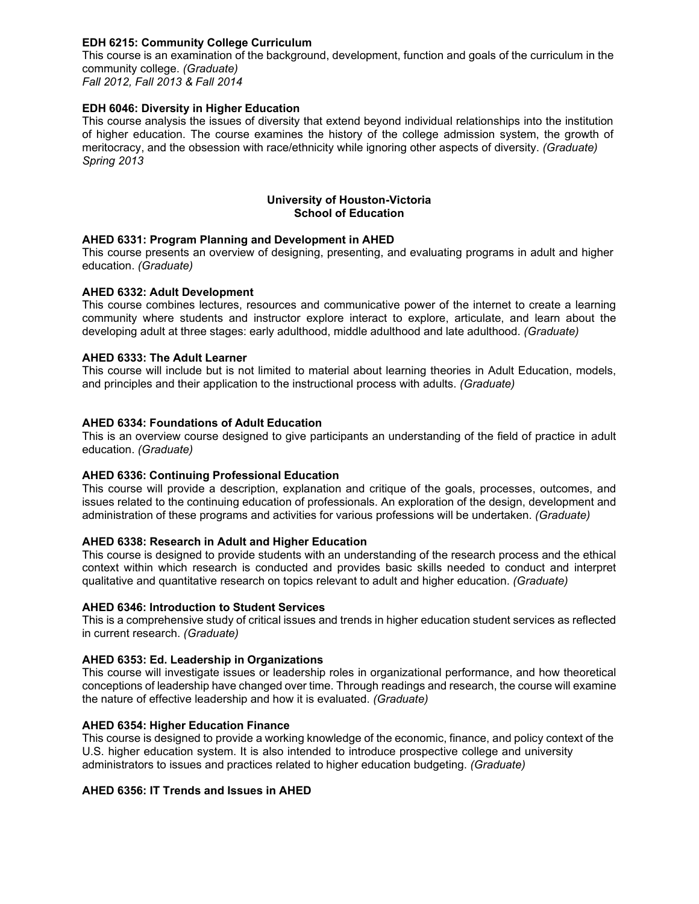**EDH 6215: Community College Curriculum**
This course is an examination of the background, development, function and goals of the curriculum in the community college. *(Graduate)*
*Fall 2012, Fall 2013 & Fall 2014*

**EDH 6046: Diversity in Higher Education**
This course analysis the issues of diversity that extend beyond individual relationships into the institution of higher education. The course examines the history of the college admission system, the growth of meritocracy, and the obsession with race/ethnicity while ignoring other aspects of diversity. *(Graduate)*
*Spring 2013*

## University of Houston-Victoria
## School of Education

**AHED 6331: Program Planning and Development in AHED**
This course presents an overview of designing, presenting, and evaluating programs in adult and higher education. *(Graduate)*

**AHED 6332: Adult Development**
This course combines lectures, resources and communicative power of the internet to create a learning community where students and instructor explore interact to explore, articulate, and learn about the developing adult at three stages: early adulthood, middle adulthood and late adulthood. *(Graduate)*

**AHED 6333: The Adult Learner**
This course will include but is not limited to material about learning theories in Adult Education, models, and principles and their application to the instructional process with adults. *(Graduate)*

**AHED 6334: Foundations of Adult Education**
This is an overview course designed to give participants an understanding of the field of practice in adult education. *(Graduate)*

**AHED 6336: Continuing Professional Education**
This course will provide a description, explanation and critique of the goals, processes, outcomes, and issues related to the continuing education of professionals. An exploration of the design, development and administration of these programs and activities for various professions will be undertaken. *(Graduate)*

**AHED 6338: Research in Adult and Higher Education**
This course is designed to provide students with an understanding of the research process and the ethical context within which research is conducted and provides basic skills needed to conduct and interpret qualitative and quantitative research on topics relevant to adult and higher education. *(Graduate)*

**AHED 6346: Introduction to Student Services**
This is a comprehensive study of critical issues and trends in higher education student services as reflected in current research. *(Graduate)*

**AHED 6353: Ed. Leadership in Organizations**
This course will investigate issues or leadership roles in organizational performance, and how theoretical conceptions of leadership have changed over time. Through readings and research, the course will examine the nature of effective leadership and how it is evaluated. *(Graduate)*

**AHED 6354: Higher Education Finance**
This course is designed to provide a working knowledge of the economic, finance, and policy context of the U.S. higher education system. It is also intended to introduce prospective college and university administrators to issues and practices related to higher education budgeting. *(Graduate)*

**AHED 6356: IT Trends and Issues in AHED**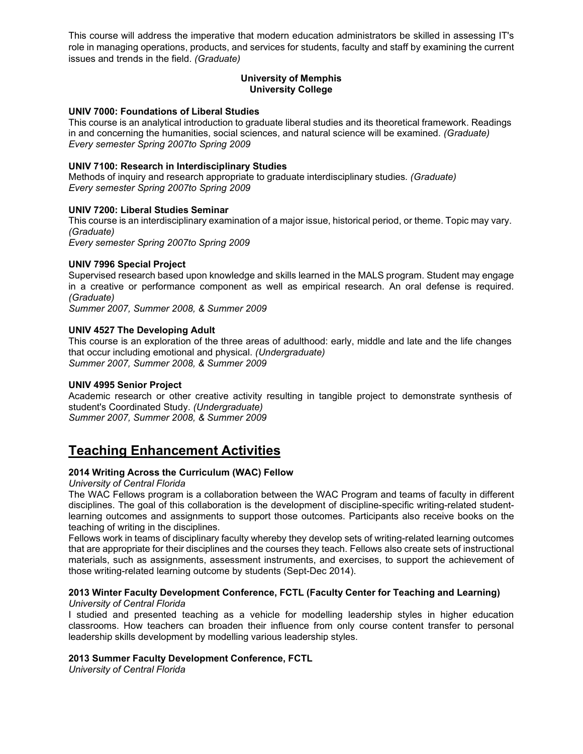This course will address the imperative that modern education administrators be skilled in assessing IT's role in managing operations, products, and services for students, faculty and staff by examining the current issues and trends in the field. *(Graduate)*

**University of Memphis**
**University College**

**UNIV 7000: Foundations of Liberal Studies**
This course is an analytical introduction to graduate liberal studies and its theoretical framework. Readings in and concerning the humanities, social sciences, and natural science will be examined. *(Graduate)*
*Every semester Spring 2007to Spring 2009*

**UNIV 7100: Research in Interdisciplinary Studies**
Methods of inquiry and research appropriate to graduate interdisciplinary studies. *(Graduate)*
*Every semester Spring 2007to Spring 2009*

**UNIV 7200: Liberal Studies Seminar**
This course is an interdisciplinary examination of a major issue, historical period, or theme. Topic may vary. *(Graduate)*
*Every semester Spring 2007to Spring 2009*

**UNIV 7996 Special Project**
Supervised research based upon knowledge and skills learned in the MALS program. Student may engage in a creative or performance component as well as empirical research. An oral defense is required. *(Graduate)*
*Summer 2007, Summer 2008, & Summer 2009*

**UNIV 4527 The Developing Adult**
This course is an exploration of the three areas of adulthood: early, middle and late and the life changes that occur including emotional and physical. *(Undergraduate)*
*Summer 2007, Summer 2008, & Summer 2009*

**UNIV 4995 Senior Project**
Academic research or other creative activity resulting in tangible project to demonstrate synthesis of student's Coordinated Study. *(Undergraduate)*
*Summer 2007, Summer 2008, & Summer 2009*

## Teaching Enhancement Activities

**2014 Writing Across the Curriculum (WAC) Fellow**
*University of Central Florida*
The WAC Fellows program is a collaboration between the WAC Program and teams of faculty in different disciplines. The goal of this collaboration is the development of discipline-specific writing-related student-learning outcomes and assignments to support those outcomes. Participants also receive books on the teaching of writing in the disciplines.
Fellows work in teams of disciplinary faculty whereby they develop sets of writing-related learning outcomes that are appropriate for their disciplines and the courses they teach. Fellows also create sets of instructional materials, such as assignments, assessment instruments, and exercises, to support the achievement of those writing-related learning outcome by students (Sept-Dec 2014).

**2013 Winter Faculty Development Conference, FCTL (Faculty Center for Teaching and Learning)**
*University of Central Florida*
I studied and presented teaching as a vehicle for modelling leadership styles in higher education classrooms. How teachers can broaden their influence from only course content transfer to personal leadership skills development by modelling various leadership styles.

**2013 Summer Faculty Development Conference, FCTL**
*University of Central Florida*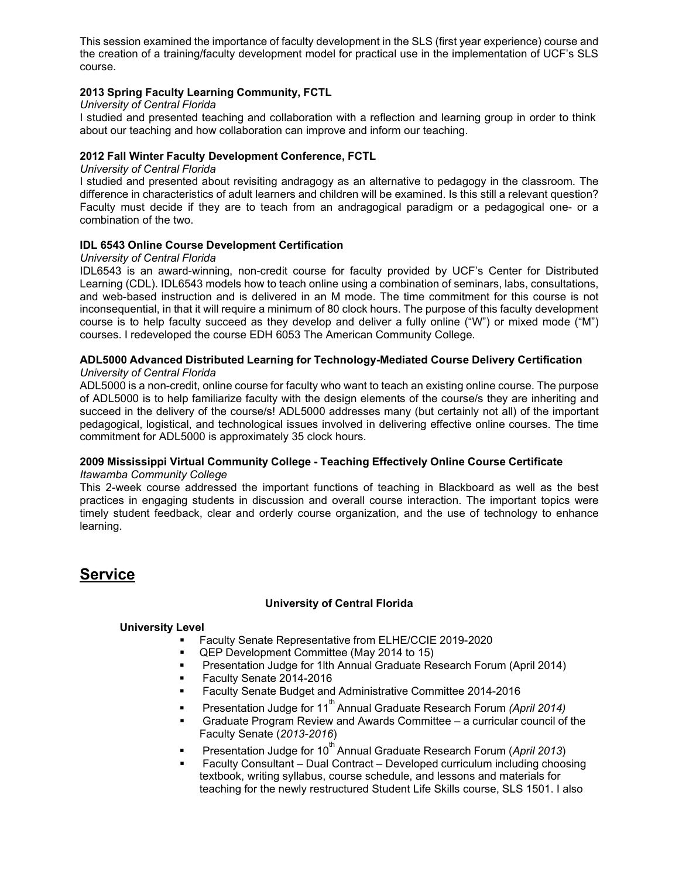This session examined the importance of faculty development in the SLS (first year experience) course and the creation of a training/faculty development model for practical use in the implementation of UCF's SLS course.

**2013 Spring Faculty Learning Community, FCTL**

*University of Central Florida*

I studied and presented teaching and collaboration with a reflection and learning group in order to think about our teaching and how collaboration can improve and inform our teaching.

**2012 Fall Winter Faculty Development Conference, FCTL**

*University of Central Florida*

I studied and presented about revisiting andragogy as an alternative to pedagogy in the classroom. The difference in characteristics of adult learners and children will be examined. Is this still a relevant question? Faculty must decide if they are to teach from an andragogical paradigm or a pedagogical one- or a combination of the two.

**IDL 6543 Online Course Development Certification**

*University of Central Florida*

IDL6543 is an award-winning, non-credit course for faculty provided by UCF's Center for Distributed Learning (CDL). IDL6543 models how to teach online using a combination of seminars, labs, consultations, and web-based instruction and is delivered in an M mode. The time commitment for this course is not inconsequential, in that it will require a minimum of 80 clock hours. The purpose of this faculty development course is to help faculty succeed as they develop and deliver a fully online ("W") or mixed mode ("M") courses. I redeveloped the course EDH 6053 The American Community College.

**ADL5000 Advanced Distributed Learning for Technology-Mediated Course Delivery Certification**

*University of Central Florida*

ADL5000 is a non-credit, online course for faculty who want to teach an existing online course. The purpose of ADL5000 is to help familiarize faculty with the design elements of the course/s they are inheriting and succeed in the delivery of the course/s! ADL5000 addresses many (but certainly not all) of the important pedagogical, logistical, and technological issues involved in delivering effective online courses. The time commitment for ADL5000 is approximately 35 clock hours.

**2009 Mississippi Virtual Community College - Teaching Effectively Online Course Certificate**

*Itawamba Community College*

This 2-week course addressed the important functions of teaching in Blackboard as well as the best practices in engaging students in discussion and overall course interaction. The important topics were timely student feedback, clear and orderly course organization, and the use of technology to enhance learning.

# Service

**University of Central Florida**

**University Level**

- Faculty Senate Representative from ELHE/CCIE 2019-2020
- QEP Development Committee (May 2014 to 15)
- Presentation Judge for 1lth Annual Graduate Research Forum (April 2014)
- Faculty Senate 2014-2016
- Faculty Senate Budget and Administrative Committee 2014-2016
- Presentation Judge for 11th Annual Graduate Research Forum *(April 2014)*
- Graduate Program Review and Awards Committee – a curricular council of the Faculty Senate (*2013-2016*)
- Presentation Judge for 10th Annual Graduate Research Forum (*April 2013*)
- Faculty Consultant – Dual Contract – Developed curriculum including choosing textbook, writing syllabus, course schedule, and lessons and materials for teaching for the newly restructured Student Life Skills course, SLS 1501. I also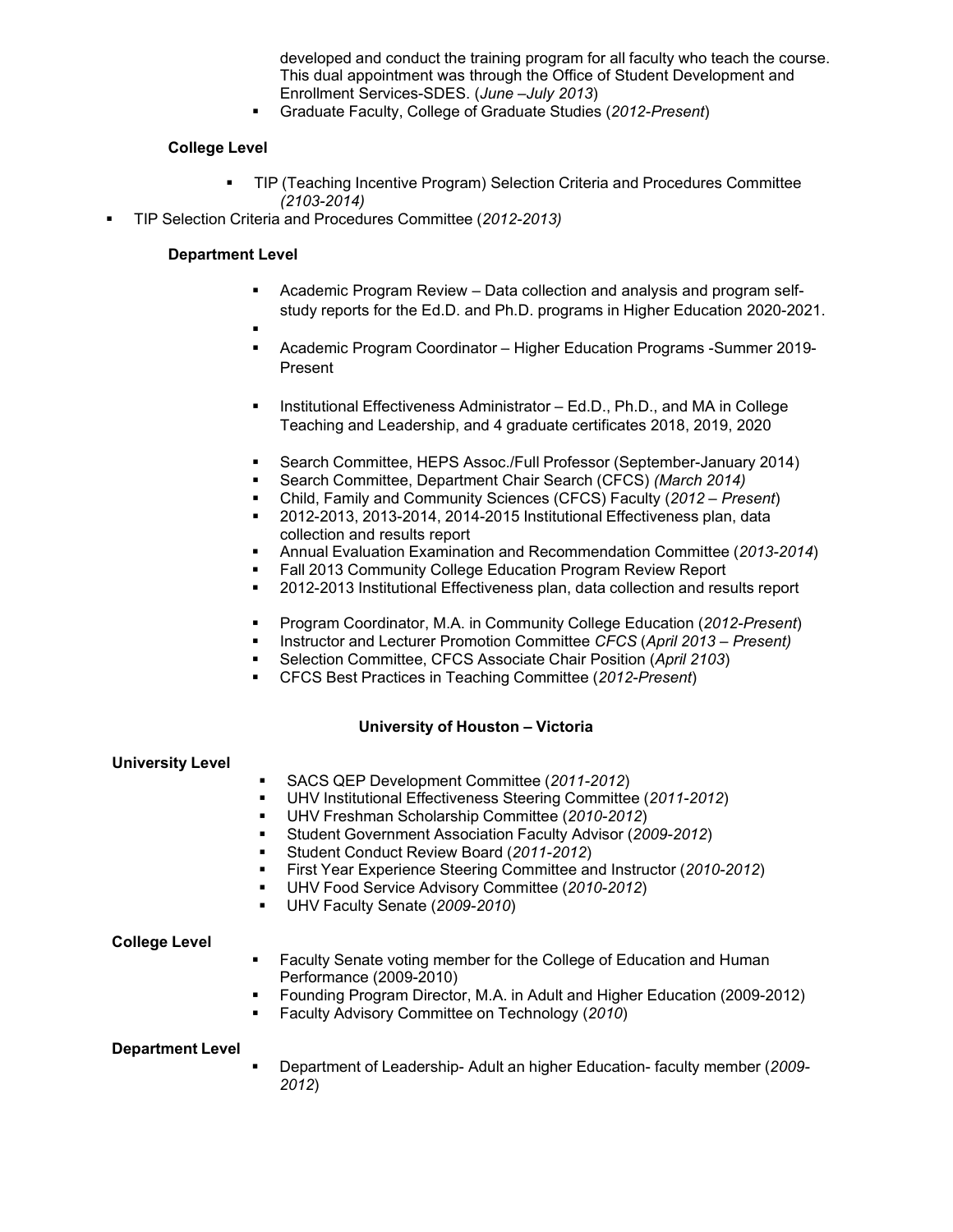developed and conduct the training program for all faculty who teach the course. This dual appointment was through the Office of Student Development and Enrollment Services-SDES. (*June –July 2013*)

- Graduate Faculty, College of Graduate Studies (*2012-Present*)

**College Level**

- TIP (Teaching Incentive Program) Selection Criteria and Procedures Committee *(2103-2014)*
- TIP Selection Criteria and Procedures Committee (*2012-2013)*

**Department Level**

- Academic Program Review – Data collection and analysis and program self-study reports for the Ed.D. and Ph.D. programs in Higher Education 2020-2021.
- 
- Academic Program Coordinator – Higher Education Programs -Summer 2019-Present
- Institutional Effectiveness Administrator – Ed.D., Ph.D., and MA in College Teaching and Leadership, and 4 graduate certificates 2018, 2019, 2020
- Search Committee, HEPS Assoc./Full Professor (September-January 2014)
- Search Committee, Department Chair Search (CFCS) *(March 2014)*
- Child, Family and Community Sciences (CFCS) Faculty (*2012 – Present*)
- 2012-2013, 2013-2014, 2014-2015 Institutional Effectiveness plan, data collection and results report
- Annual Evaluation Examination and Recommendation Committee (*2013-2014*)
- Fall 2013 Community College Education Program Review Report
- 2012-2013 Institutional Effectiveness plan, data collection and results report
- Program Coordinator, M.A. in Community College Education (*2012-Present*)
- Instructor and Lecturer Promotion Committee *CFCS* (*April 2013 – Present)*
- Selection Committee, CFCS Associate Chair Position (*April 2103*)
- CFCS Best Practices in Teaching Committee (*2012-Present*)

**University of Houston – Victoria**

**University Level**

- SACS QEP Development Committee (*2011-2012*)
- UHV Institutional Effectiveness Steering Committee (*2011-2012*)
- UHV Freshman Scholarship Committee (*2010-2012*)
- Student Government Association Faculty Advisor (*2009-2012*)
- Student Conduct Review Board (*2011-2012*)
- First Year Experience Steering Committee and Instructor (*2010-2012*)
- UHV Food Service Advisory Committee (*2010-2012*)
- UHV Faculty Senate (*2009-2010*)

**College Level**

- Faculty Senate voting member for the College of Education and Human Performance (2009-2010)
- Founding Program Director, M.A. in Adult and Higher Education (2009-2012)
- Faculty Advisory Committee on Technology (*2010*)

**Department Level**

- Department of Leadership- Adult an higher Education- faculty member (*2009-2012*)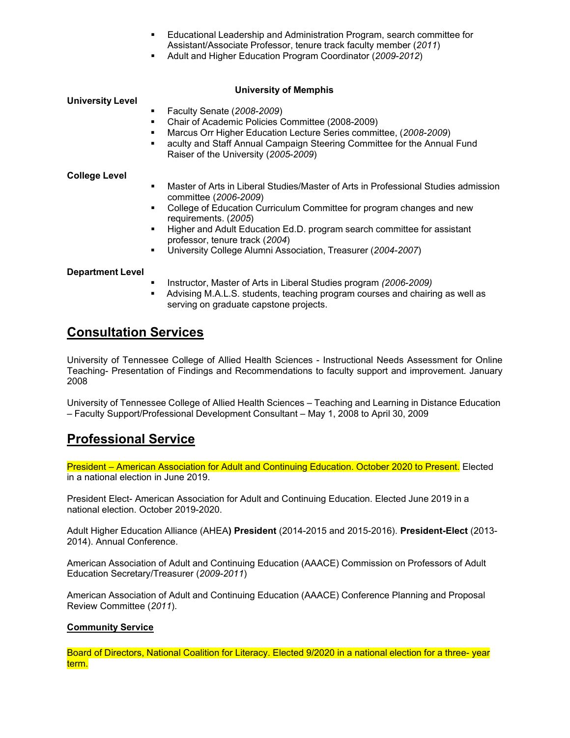- Educational Leadership and Administration Program, search committee for Assistant/Associate Professor, tenure track faculty member (*2011*)
- Adult and Higher Education Program Coordinator (*2009-2012*)

**University of Memphis**

**University Level**

- Faculty Senate (*2008-2009*)
- Chair of Academic Policies Committee (2008-2009)
- Marcus Orr Higher Education Lecture Series committee, (*2008-2009*)
- aculty and Staff Annual Campaign Steering Committee for the Annual Fund Raiser of the University (*2005-2009*)

**College Level**

- Master of Arts in Liberal Studies/Master of Arts in Professional Studies admission committee (*2006-2009*)
- College of Education Curriculum Committee for program changes and new requirements. (*2005*)
- Higher and Adult Education Ed.D. program search committee for assistant professor, tenure track (*2004*)
- University College Alumni Association, Treasurer (*2004-2007*)

**Department Level**

- Instructor, Master of Arts in Liberal Studies program *(2006-2009)*
- Advising M.A.L.S. students, teaching program courses and chairing as well as serving on graduate capstone projects.

## Consultation Services

University of Tennessee College of Allied Health Sciences - Instructional Needs Assessment for Online Teaching- Presentation of Findings and Recommendations to faculty support and improvement. January 2008

University of Tennessee College of Allied Health Sciences – Teaching and Learning in Distance Education – Faculty Support/Professional Development Consultant – May 1, 2008 to April 30, 2009

## Professional Service

President – American Association for Adult and Continuing Education. October 2020 to Present. Elected in a national election in June 2019.

President Elect- American Association for Adult and Continuing Education. Elected June 2019 in a national election. October 2019-2020.

Adult Higher Education Alliance (AHEA**) President** (2014-2015 and 2015-2016). **President-Elect** (2013-2014). Annual Conference.

American Association of Adult and Continuing Education (AAACE) Commission on Professors of Adult Education Secretary/Treasurer (*2009-2011*)

American Association of Adult and Continuing Education (AAACE) Conference Planning and Proposal Review Committee (*2011*).

### Community Service

Board of Directors, National Coalition for Literacy. Elected 9/2020 in a national election for a three- year term.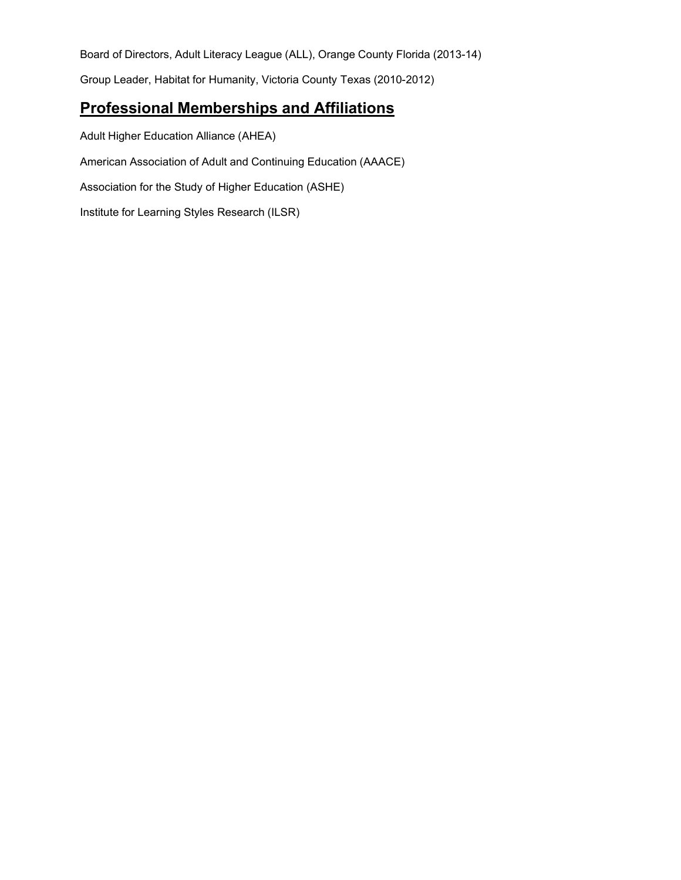Board of Directors, Adult Literacy League (ALL), Orange County Florida (2013-14)

Group Leader, Habitat for Humanity, Victoria County Texas (2010-2012)

## Professional Memberships and Affiliations

Adult Higher Education Alliance (AHEA)

American Association of Adult and Continuing Education (AAACE)

Association for the Study of Higher Education (ASHE)

Institute for Learning Styles Research (ILSR)